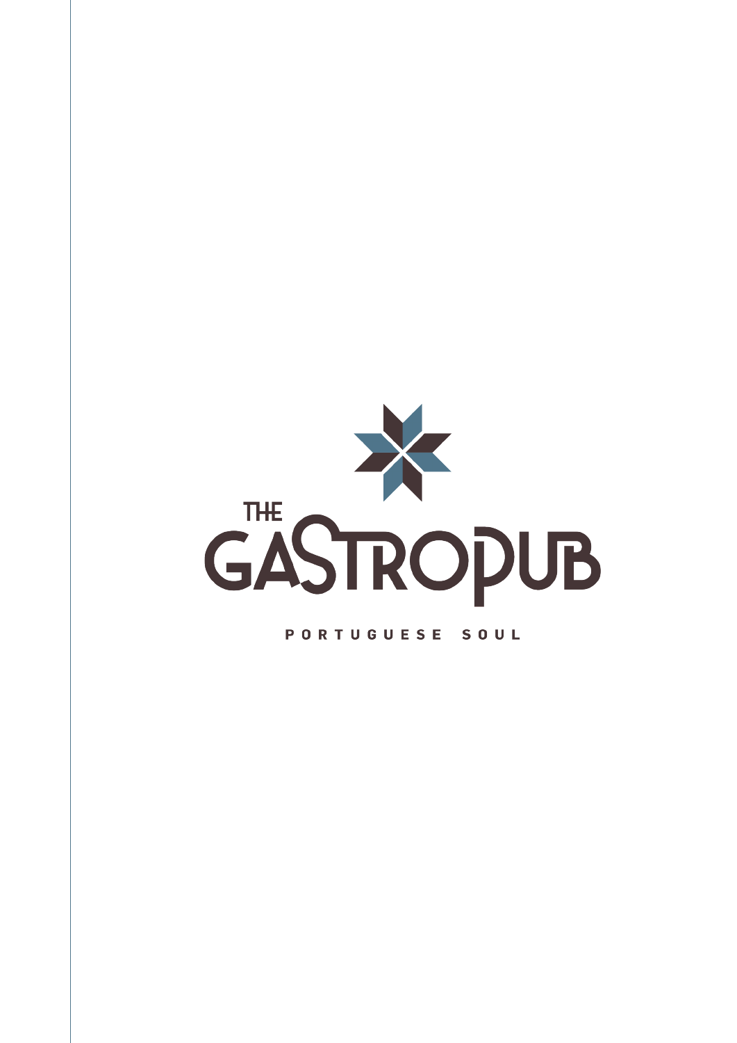# THE GASTROPUB

PORTUGUESE SOUL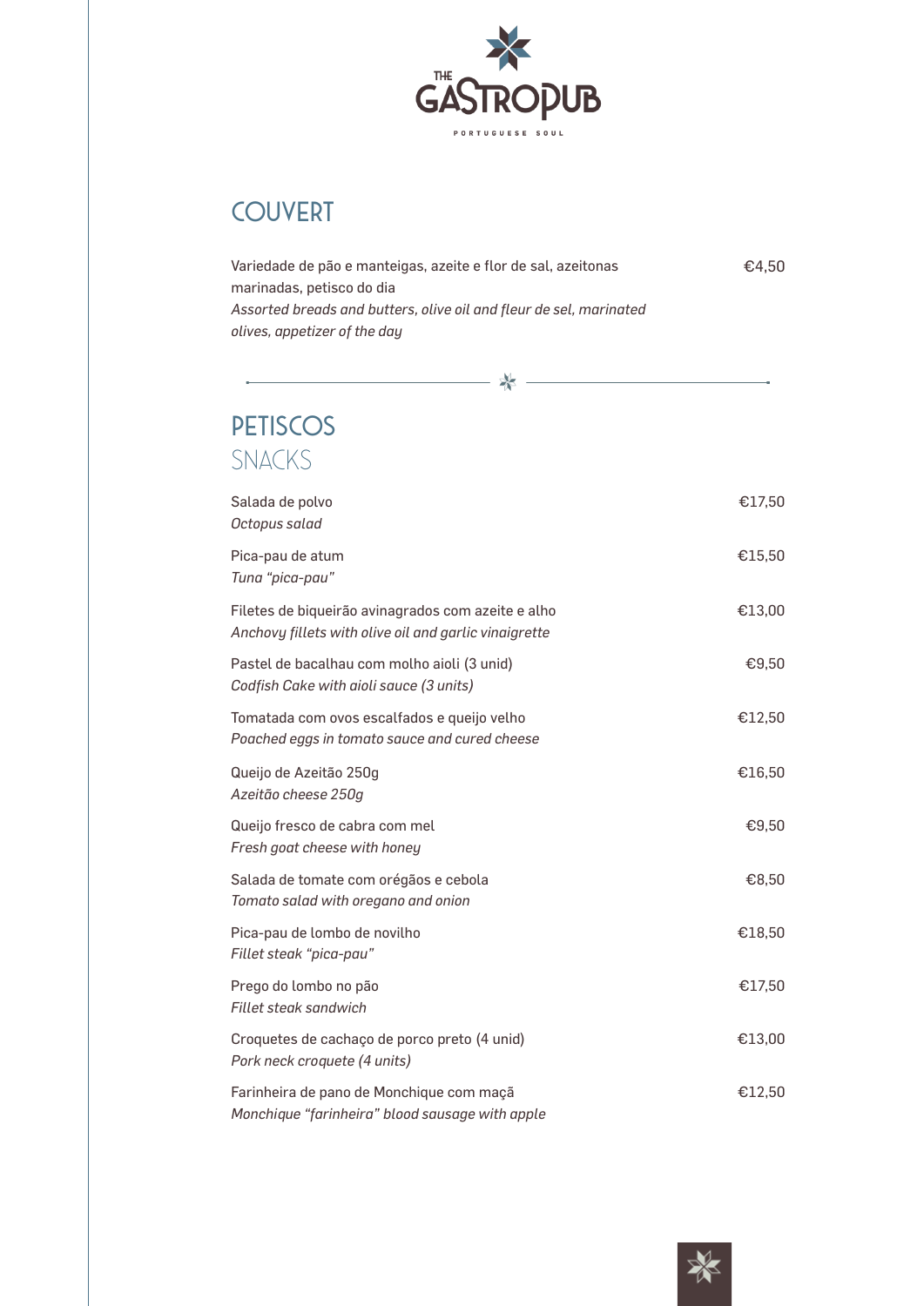# THE GASTROPUB

PORTUGUESE SOUL

## COUVERT

Variedade de pão e manteigas, azeite e flor de sal, azeitonas marinadas, petisco do dia
*Assorted breads and butters, olive oil and fleur de sel, marinated olives, appetizer of the day* — €4,50

## PETISCOS
## SNACKS

Salada de polvo
*Octopus salad* — €17,50

Pica-pau de atum
*Tuna "pica-pau"* — €15,50

Filetes de biqueirão avinagrados com azeite e alho
*Anchovy fillets with olive oil and garlic vinaigrette* — €13,00

Pastel de bacalhau com molho aioli (3 unid)
*Codfish Cake with aioli sauce (3 units)* — €9,50

Tomatada com ovos escalfados e queijo velho
*Poached eggs in tomato sauce and cured cheese* — €12,50

Queijo de Azeitão 250g
*Azeitão cheese 250g* — €16,50

Queijo fresco de cabra com mel
*Fresh goat cheese with honey* — €9,50

Salada de tomate com orégãos e cebola
*Tomato salad with oregano and onion* — €8,50

Pica-pau de lombo de novilho
*Fillet steak "pica-pau"* — €18,50

Prego do lombo no pão
*Fillet steak sandwich* — €17,50

Croquetes de cachaço de porco preto (4 unid)
*Pork neck croquete (4 units)* — €13,00

Farinheira de pano de Monchique com maçã
*Monchique "farinheira" blood sausage with apple* — €12,50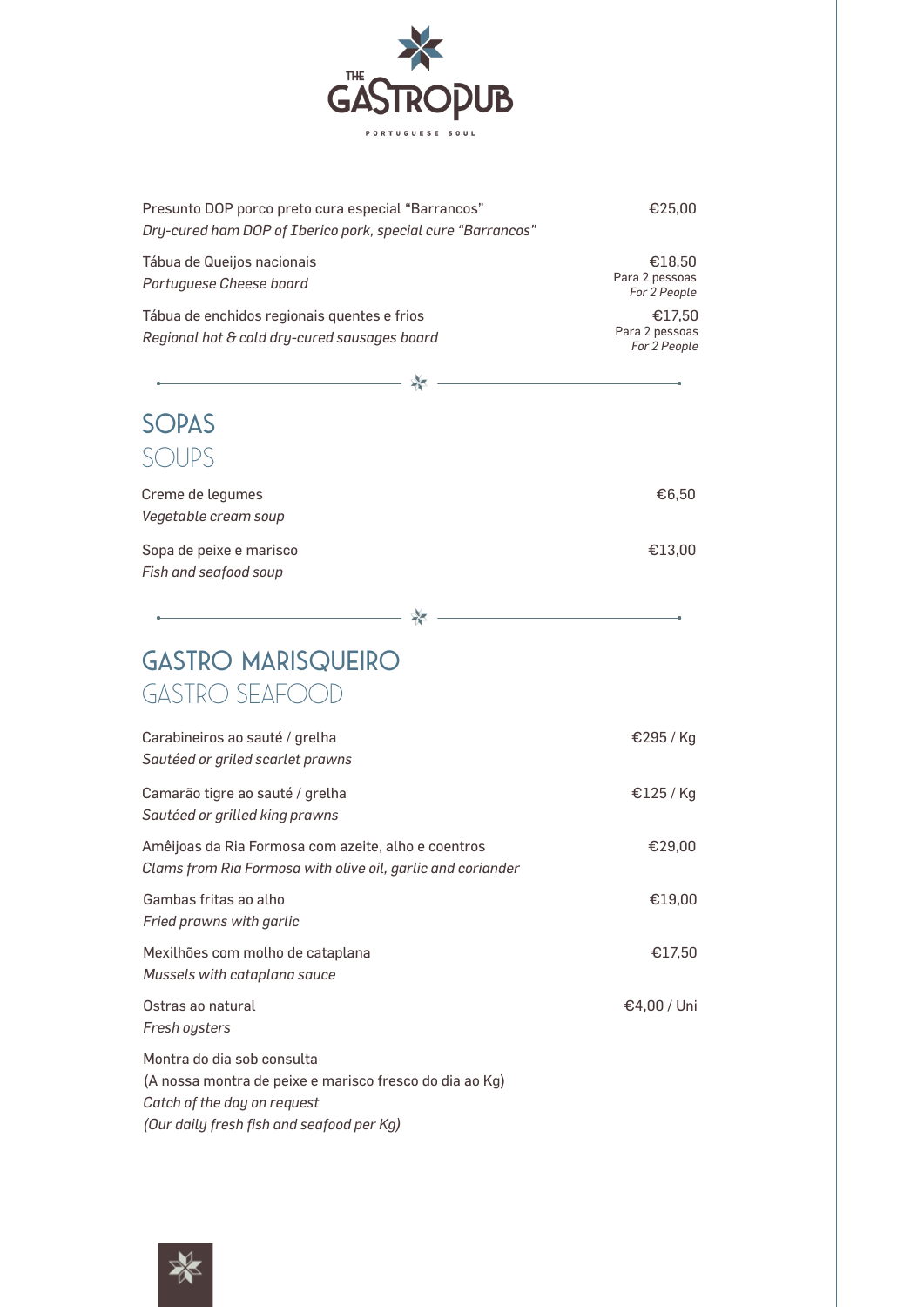THE GASTROPUB

PORTUGUESE SOUL

| | |
|---|---|
| Presunto DOP porco preto cura especial "Barrancos"<br>*Dry-cured ham DOP of Iberico pork, special cure "Barrancos"* | €25,00 |
| Tábua de Queijos nacionais<br>*Portuguese Cheese board* | €18,50<br>Para 2 pessoas<br>*For 2 People* |
| Tábua de enchidos regionais quentes e frios<br>*Regional hot & cold dry-cured sausages board* | €17,50<br>Para 2 pessoas<br>*For 2 People* |

## SOPAS
## SOUPS

| | |
|---|---|
| Creme de legumes<br>*Vegetable cream soup* | €6,50 |
| Sopa de peixe e marisco<br>*Fish and seafood soup* | €13,00 |

## GASTRO MARISQUEIRO
## GASTRO SEAFOOD

| | |
|---|---|
| Carabineiros ao sauté / grelha<br>*Sautéed or griled scarlet prawns* | €295 / Kg |
| Camarão tigre ao sauté / grelha<br>*Sautéed or grilled king prawns* | €125 / Kg |
| Amêijoas da Ria Formosa com azeite, alho e coentros<br>*Clams from Ria Formosa with olive oil, garlic and coriander* | €29,00 |
| Gambas fritas ao alho<br>*Fried prawns with garlic* | €19,00 |
| Mexilhões com molho de cataplana<br>*Mussels with cataplana sauce* | €17,50 |
| Ostras ao natural<br>*Fresh oysters* | €4,00 / Uni |

Montra do dia sob consulta
(A nossa montra de peixe e marisco fresco do dia ao Kg)
*Catch of the day on request*
*(Our daily fresh fish and seafood per Kg)*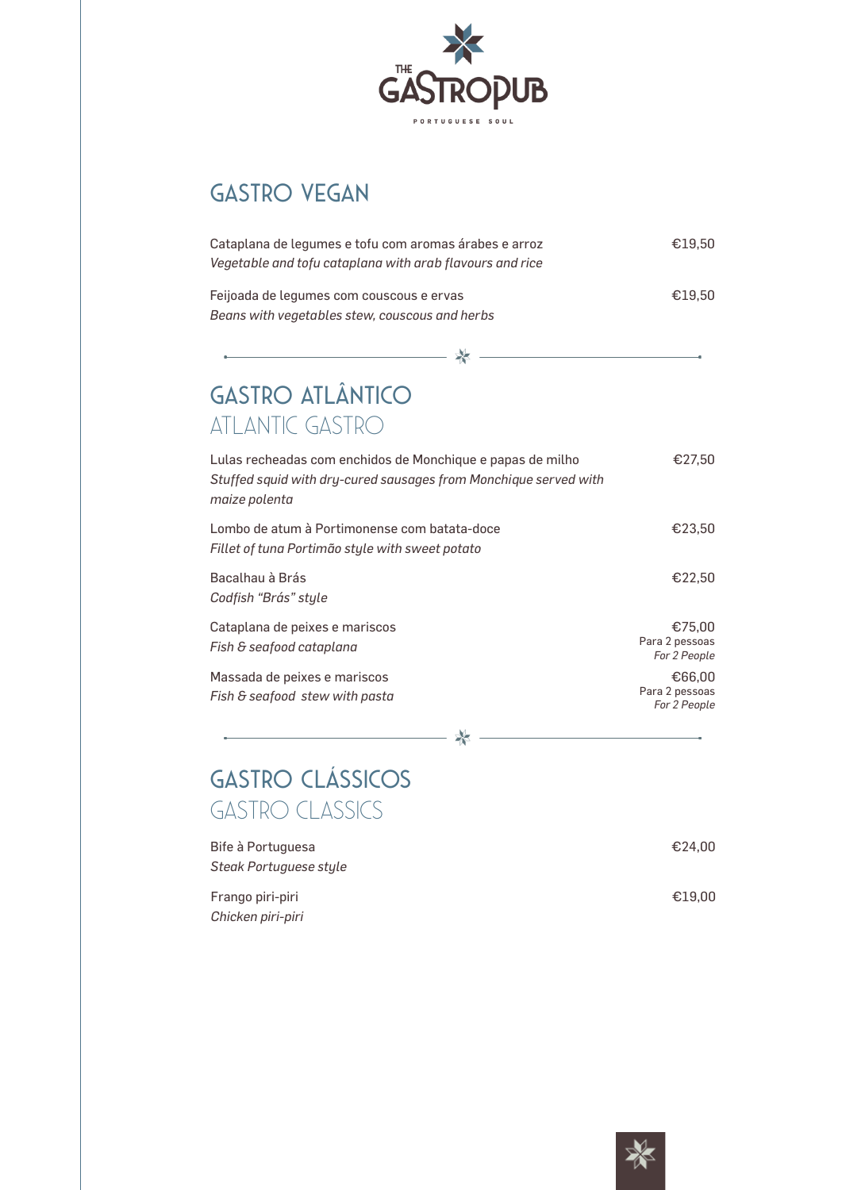THE GASTROPUB

PORTUGUESE SOUL

## GASTRO VEGAN

Cataplana de legumes e tofu com aromas árabes e arroz — €19,50
*Vegetable and tofu cataplana with arab flavours and rice*

Feijoada de legumes com couscous e ervas — €19,50
*Beans with vegetables stew, couscous and herbs*

## GASTRO ATLÂNTICO
### ATLANTIC GASTRO

Lulas recheadas com enchidos de Monchique e papas de milho — €27,50
*Stuffed squid with dry-cured sausages from Monchique served with maize polenta*

Lombo de atum à Portimonense com batata-doce — €23,50
*Fillet of tuna Portimão style with sweet potato*

Bacalhau à Brás — €22,50
*Codfish "Brás" style*

Cataplana de peixes e mariscos — €75,00 Para 2 pessoas *For 2 People*
*Fish & seafood cataplana*

Massada de peixes e mariscos — €66,00 Para 2 pessoas *For 2 People*
*Fish & seafood stew with pasta*

## GASTRO CLÁSSICOS
### GASTRO CLASSICS

Bife à Portuguesa — €24,00
*Steak Portuguese style*

Frango piri-piri — €19,00
*Chicken piri-piri*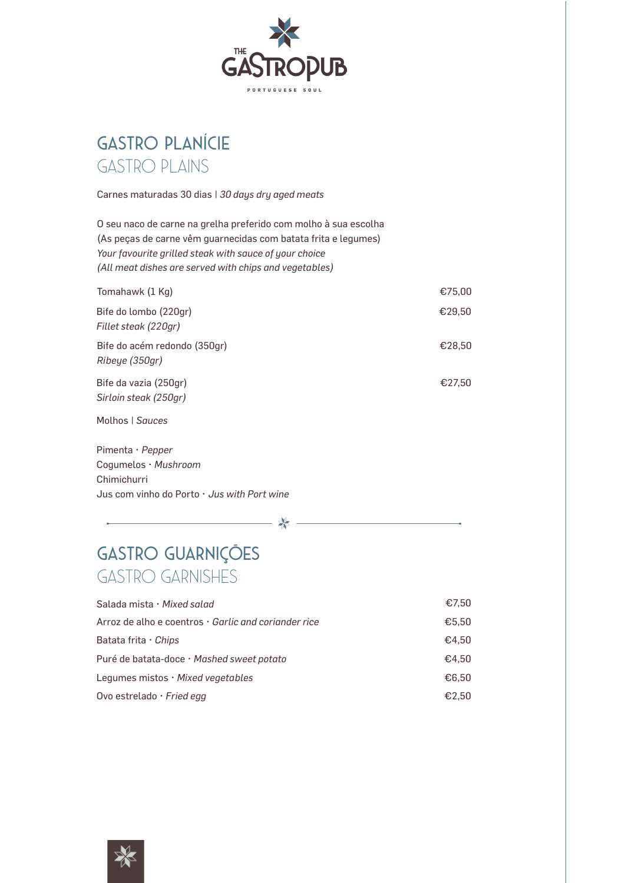THE GASTROPUB

PORTUGUESE SOUL

## GASTRO PLANÍCIE
## GASTRO PLAINS

Carnes maturadas 30 dias | *30 days dry aged meats*

O seu naco de carne na grelha preferido com molho à sua escolha
(As peças de carne vêm guarnecidas com batata frita e legumes)
*Your favourite grilled steak with sauce of your choice*
*(All meat dishes are served with chips and vegetables)*

| | |
|---|---|
| Tomahawk (1 Kg) | €75,00 |
| Bife do lombo (220gr)<br>*Fillet steak (220gr)* | €29,50 |
| Bife do acém redondo (350gr)<br>*Ribeye (350gr)* | €28,50 |
| Bife da vazia (250gr)<br>*Sirloin steak (250gr)* | €27,50 |

Molhos | *Sauces*

Pimenta · *Pepper*
Cogumelos · *Mushroom*
Chimichurri
Jus com vinho do Porto · *Jus with Port wine*

## GASTRO GUARNIÇÕES
## GASTRO GARNISHES

| | |
|---|---|
| Salada mista · *Mixed salad* | €7,50 |
| Arroz de alho e coentros · *Garlic and coriander rice* | €5,50 |
| Batata frita · *Chips* | €4,50 |
| Puré de batata-doce · *Mashed sweet potato* | €4,50 |
| Legumes mistos · *Mixed vegetables* | €6,50 |
| Ovo estrelado · *Fried egg* | €2,50 |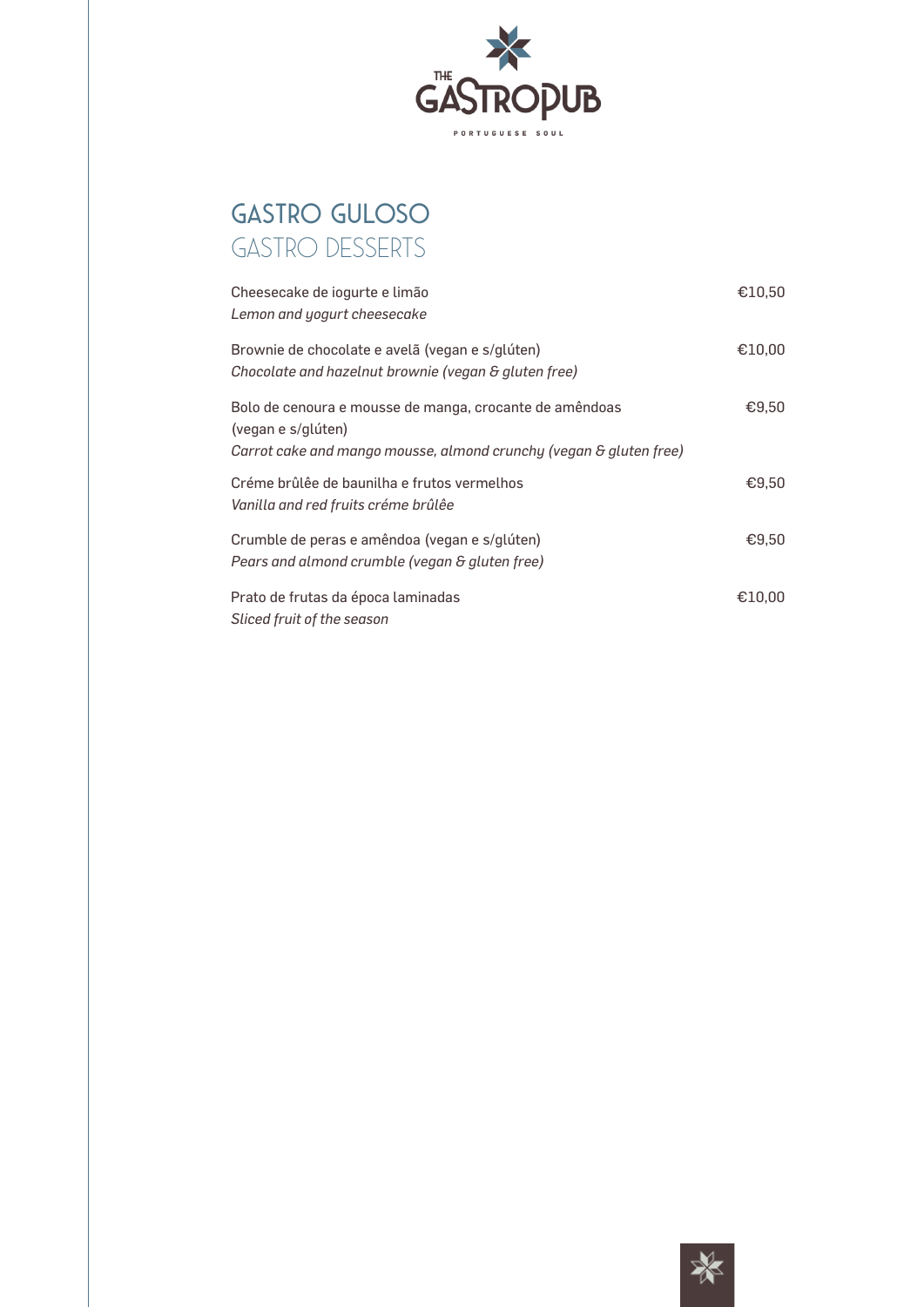THE GASTROPUB

PORTUGUESE SOUL

# GASTRO GULOSO
## GASTRO DESSERTS

Cheesecake de iogurte e limão — €10,50
*Lemon and yogurt cheesecake*

Brownie de chocolate e avelã (vegan e s/glúten) — €10,00
*Chocolate and hazelnut brownie (vegan & gluten free)*

Bolo de cenoura e mousse de manga, crocante de amêndoas (vegan e s/glúten) — €9,50
*Carrot cake and mango mousse, almond crunchy (vegan & gluten free)*

Créme brûlêe de baunilha e frutos vermelhos — €9,50
*Vanilla and red fruits créme brûlêe*

Crumble de peras e amêndoa (vegan e s/glúten) — €9,50
*Pears and almond crumble (vegan & gluten free)*

Prato de frutas da época laminadas — €10,00
*Sliced fruit of the season*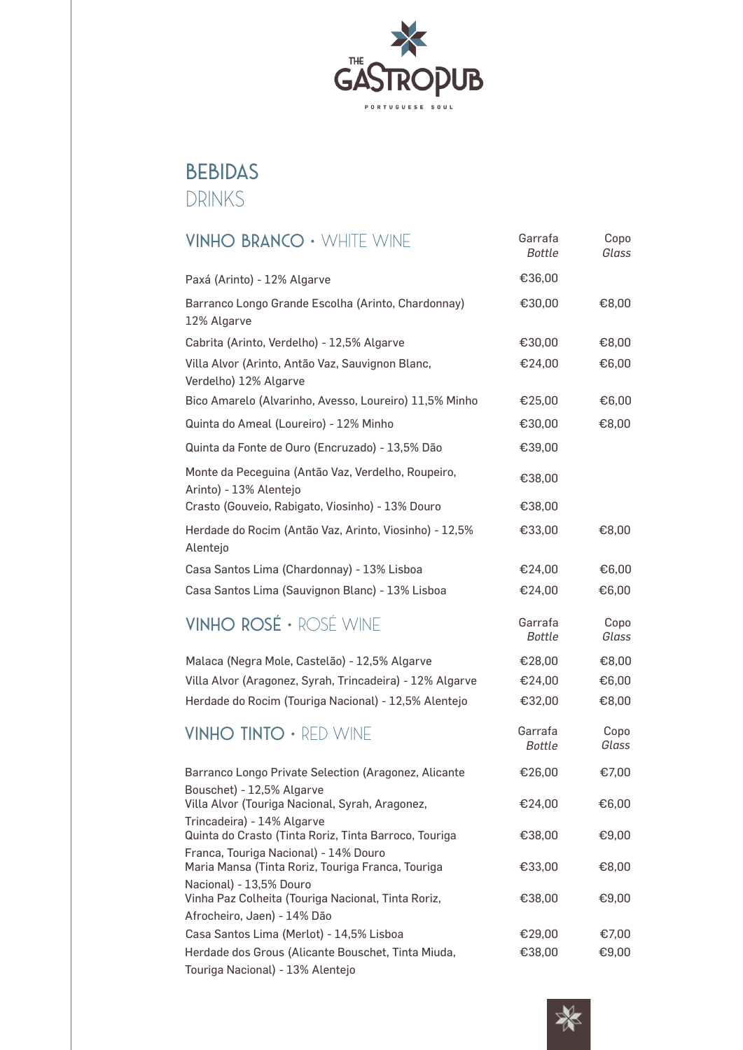THE GASTROPUB

PORTUGUESE SOUL

# BEBIDAS
# DRINKS

## VINHO BRANCO • WHITE WINE

| | Garrafa *Bottle* | Copo *Glass* |
|---|---|---|
| Paxá (Arinto) - 12% Algarve | €36,00 | |
| Barranco Longo Grande Escolha (Arinto, Chardonnay) 12% Algarve | €30,00 | €8,00 |
| Cabrita (Arinto, Verdelho) - 12,5% Algarve | €30,00 | €8,00 |
| Villa Alvor (Arinto, Antão Vaz, Sauvignon Blanc, Verdelho) 12% Algarve | €24,00 | €6,00 |
| Bico Amarelo (Alvarinho, Avesso, Loureiro) 11,5% Minho | €25,00 | €6,00 |
| Quinta do Ameal (Loureiro) - 12% Minho | €30,00 | €8,00 |
| Quinta da Fonte de Ouro (Encruzado) - 13,5% Dão | €39,00 | |
| Monte da Peceguina (Antão Vaz, Verdelho, Roupeiro, Arinto) - 13% Alentejo | €38,00 | |
| Crasto (Gouveio, Rabigato, Viosinho) - 13% Douro | €38,00 | |
| Herdade do Rocim (Antão Vaz, Arinto, Viosinho) - 12,5% Alentejo | €33,00 | €8,00 |
| Casa Santos Lima (Chardonnay) - 13% Lisboa | €24,00 | €6,00 |
| Casa Santos Lima (Sauvignon Blanc) - 13% Lisboa | €24,00 | €6,00 |

## VINHO ROSÉ • ROSÉ WINE

| | Garrafa *Bottle* | Copo *Glass* |
|---|---|---|
| Malaca (Negra Mole, Castelão) - 12,5% Algarve | €28,00 | €8,00 |
| Villa Alvor (Aragonez, Syrah, Trincadeira) - 12% Algarve | €24,00 | €6,00 |
| Herdade do Rocim (Touriga Nacional) - 12,5% Alentejo | €32,00 | €8,00 |

## VINHO TINTO • RED WINE

| | Garrafa *Bottle* | Copo *Glass* |
|---|---|---|
| Barranco Longo Private Selection (Aragonez, Alicante Bouschet) - 12,5% Algarve | €26,00 | €7,00 |
| Villa Alvor (Touriga Nacional, Syrah, Aragonez, Trincadeira) - 14% Algarve | €24,00 | €6,00 |
| Quinta do Crasto (Tinta Roriz, Tinta Barroco, Touriga Franca, Touriga Nacional) - 14% Douro | €38,00 | €9,00 |
| Maria Mansa (Tinta Roriz, Touriga Franca, Touriga Nacional) - 13,5% Douro | €33,00 | €8,00 |
| Vinha Paz Colheita (Touriga Nacional, Tinta Roriz, Afrocheiro, Jaen) - 14% Dão | €38,00 | €9,00 |
| Casa Santos Lima (Merlot) - 14,5% Lisboa | €29,00 | €7,00 |
| Herdade dos Grous (Alicante Bouschet, Tinta Miuda, Touriga Nacional) - 13% Alentejo | €38,00 | €9,00 |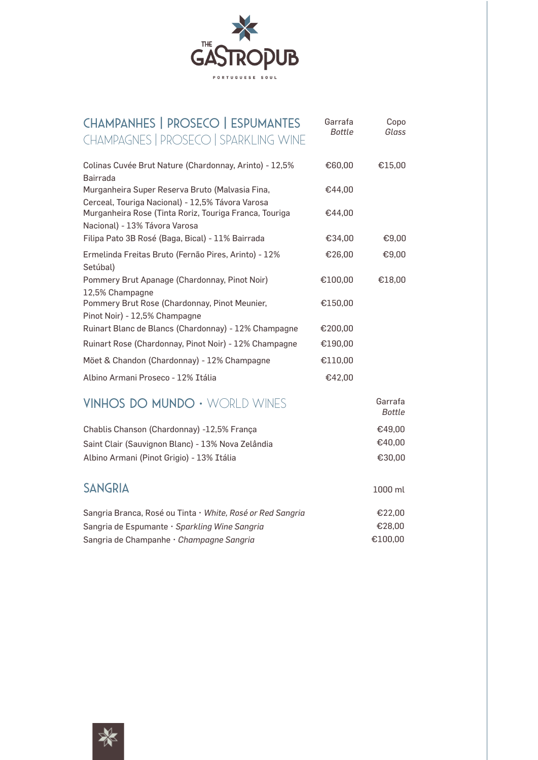THE GASTROPUB

PORTUGUESE SOUL

## CHAMPANHES | PROSECO | ESPUMANTES
## CHAMPAGNES | PROSECO | SPARKLING WINE

| | Garrafa *Bottle* | Copo *Glass* |
|---|---|---|
| Colinas Cuvée Brut Nature (Chardonnay, Arinto) - 12,5% Bairrada | €60,00 | €15,00 |
| Murganheira Super Reserva Bruto (Malvasia Fina, Cerceal, Touriga Nacional) - 12,5% Távora Varosa | €44,00 | |
| Murganheira Rose (Tinta Roriz, Touriga Franca, Touriga Nacional) - 13% Távora Varosa | €44,00 | |
| Filipa Pato 3B Rosé (Baga, Bical) - 11% Bairrada | €34,00 | €9,00 |
| Ermelinda Freitas Bruto (Fernão Pires, Arinto) - 12% Setúbal) | €26,00 | €9,00 |
| Pommery Brut Apanage (Chardonnay, Pinot Noir) 12,5% Champagne | €100,00 | €18,00 |
| Pommery Brut Rose (Chardonnay, Pinot Meunier, Pinot Noir) - 12,5% Champagne | €150,00 | |
| Ruinart Blanc de Blancs (Chardonnay) - 12% Champagne | €200,00 | |
| Ruinart Rose (Chardonnay, Pinot Noir) - 12% Champagne | €190,00 | |
| Möet & Chandon (Chardonnay) - 12% Champagne | €110,00 | |
| Albino Armani Proseco - 12% Itália | €42,00 | |

## VINHOS DO MUNDO · WORLD WINES

| | Garrafa *Bottle* |
|---|---|
| Chablis Chanson (Chardonnay) -12,5% França | €49,00 |
| Saint Clair (Sauvignon Blanc) - 13% Nova Zelândia | €40,00 |
| Albino Armani (Pinot Grigio) - 13% Itália | €30,00 |

## SANGRIA

| | 1000 ml |
|---|---|
| Sangria Branca, Rosé ou Tinta · *White, Rosé or Red Sangria* | €22,00 |
| Sangria de Espumante · *Sparkling Wine Sangria* | €28,00 |
| Sangria de Champanhe · *Champagne Sangria* | €100,00 |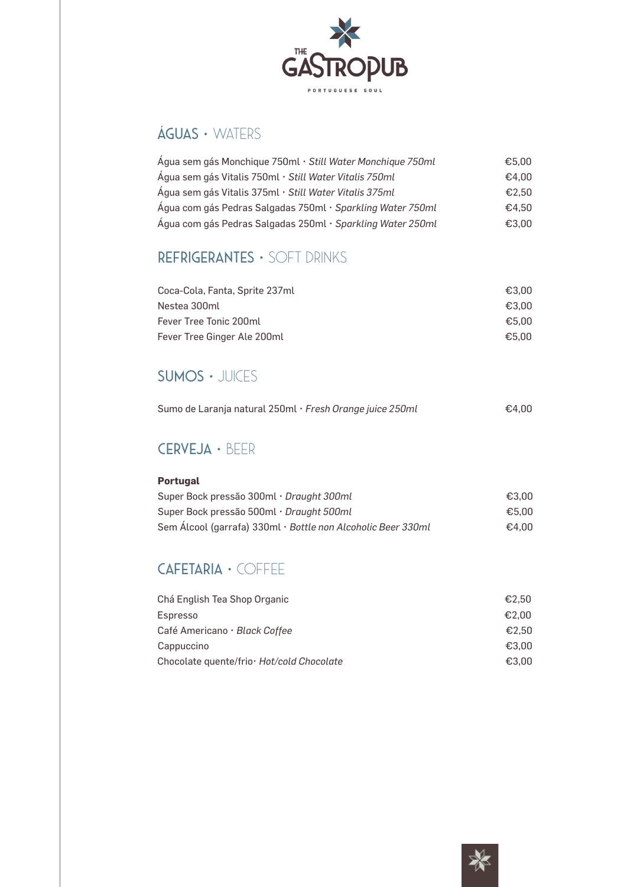THE GASTROPUB

PORTUGUESE SOUL

## ÁGUAS · WATERS

| | |
|---|---|
| Água sem gás Monchique 750ml · *Still Water Monchique 750ml* | €5,00 |
| Água sem gás Vitalis 750ml · *Still Water Vitalis 750ml* | €4,00 |
| Água sem gás Vitalis 375ml · *Still Water Vitalis 375ml* | €2,50 |
| Água com gás Pedras Salgadas 750ml · *Sparkling Water 750ml* | €4,50 |
| Água com gás Pedras Salgadas 250ml · *Sparkling Water 250ml* | €3,00 |

## REFRIGERANTES · SOFT DRINKS

| | |
|---|---|
| Coca-Cola, Fanta, Sprite 237ml | €3,00 |
| Nestea 300ml | €3,00 |
| Fever Tree Tonic 200ml | €5,00 |
| Fever Tree Ginger Ale 200ml | €5,00 |

## SUMOS · JUICES

| | |
|---|---|
| Sumo de Laranja natural 250ml · *Fresh Orange juice 250ml* | €4,00 |

## CERVEJA · BEER

**Portugal**

| | |
|---|---|
| Super Bock pressão 300ml · *Draught 300ml* | €3,00 |
| Super Bock pressão 500ml · *Draught 500ml* | €5,00 |
| Sem Álcool (garrafa) 330ml · *Bottle non Alcoholic Beer 330ml* | €4,00 |

## CAFETARIA · COFFEE

| | |
|---|---|
| Chá English Tea Shop Organic | €2,50 |
| Espresso | €2,00 |
| Café Americano · *Black Coffee* | €2,50 |
| Cappuccino | €3,00 |
| Chocolate quente/frio· *Hot/cold Chocolate* | €3,00 |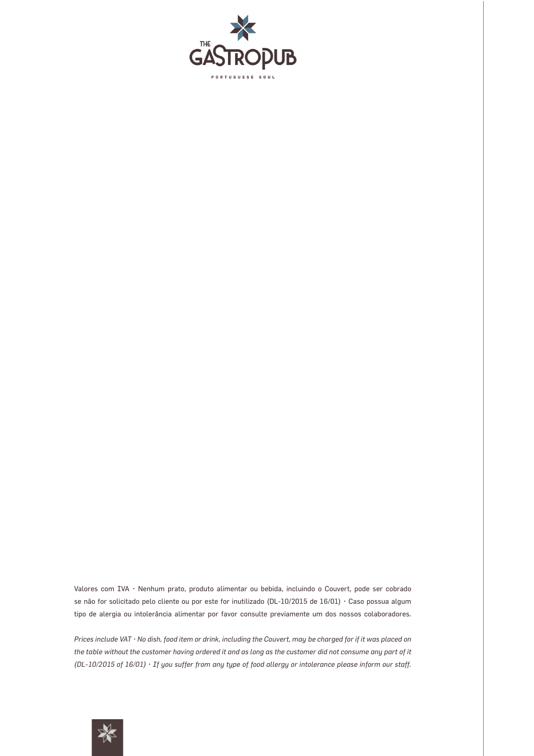THE GASTROPUB

PORTUGUESE SOUL

Valores com IVA · Nenhum prato, produto alimentar ou bebida, incluindo o Couvert, pode ser cobrado se não for solicitado pelo cliente ou por este for inutilizado (DL-10/2015 de 16/01) · Caso possua algum tipo de alergia ou intolerância alimentar por favor consulte previamente um dos nossos colaboradores.

*Prices include VAT · No dish, food item or drink, including the Couvert, may be charged for if it was placed on the table without the customer having ordered it and as long as the customer did not consume any part of it (DL-10/2015 of 16/01) · If you suffer from any type of food allergy or intolerance please inform our staff.*